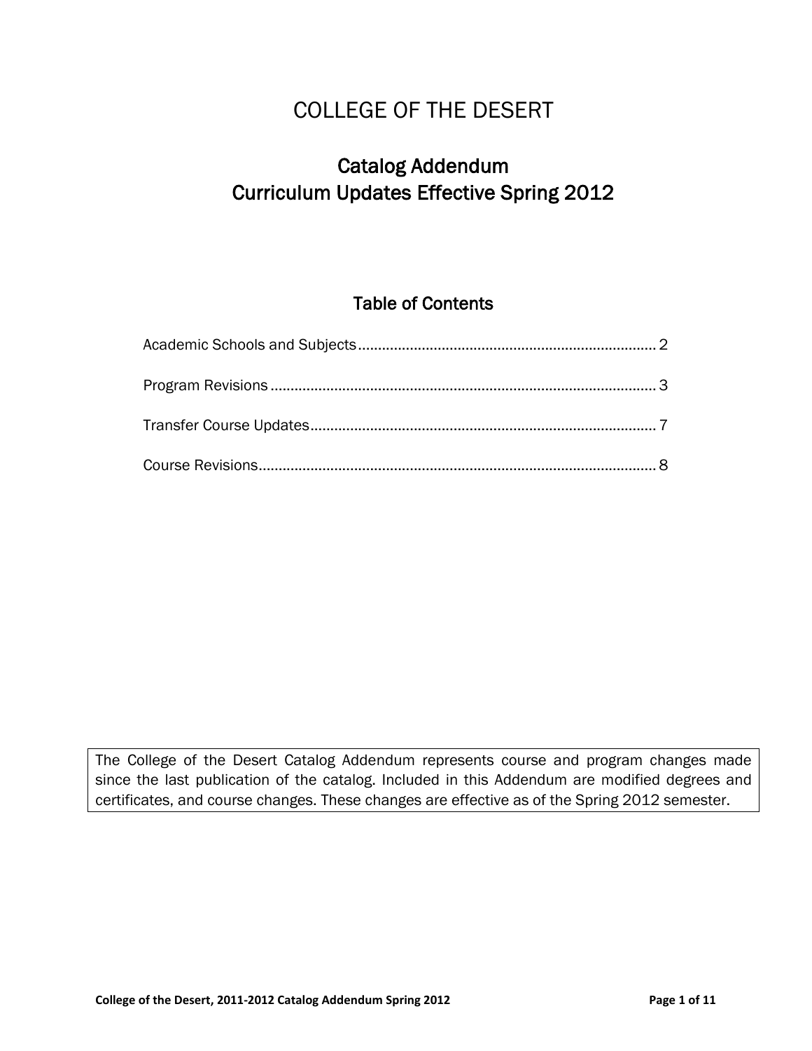# COLLEGE OF THE DESERT

## Catalog Addendum
## Curriculum Updates Effective Spring 2012

### Table of Contents

Academic Schools and Subjects........................................................................... 2

Program Revisions ................................................................................................ 3

Transfer Course Updates...................................................................................... 7

Course Revisions................................................................................................... 8

The College of the Desert Catalog Addendum represents course and program changes made since the last publication of the catalog. Included in this Addendum are modified degrees and certificates, and course changes. These changes are effective as of the Spring 2012 semester.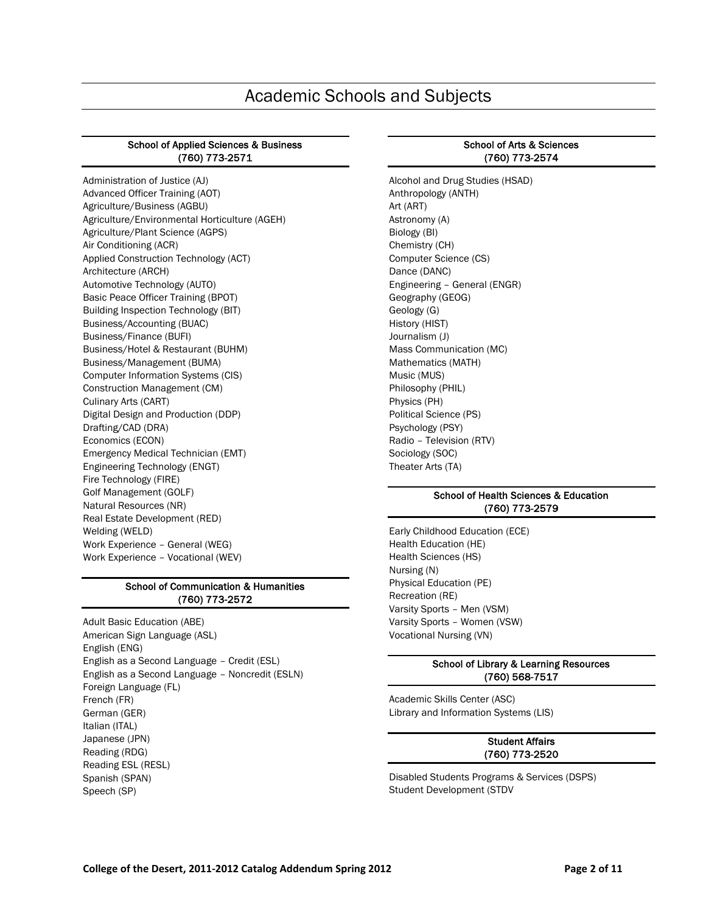# Academic Schools and Subjects

### School of Applied Sciences & Business
**(760) 773-2571**

Administration of Justice (AJ)
Advanced Officer Training (AOT)
Agriculture/Business (AGBU)
Agriculture/Environmental Horticulture (AGEH)
Agriculture/Plant Science (AGPS)
Air Conditioning (ACR)
Applied Construction Technology (ACT)
Architecture (ARCH)
Automotive Technology (AUTO)
Basic Peace Officer Training (BPOT)
Building Inspection Technology (BIT)
Business/Accounting (BUAC)
Business/Finance (BUFI)
Business/Hotel & Restaurant (BUHM)
Business/Management (BUMA)
Computer Information Systems (CIS)
Construction Management (CM)
Culinary Arts (CART)
Digital Design and Production (DDP)
Drafting/CAD (DRA)
Economics (ECON)
Emergency Medical Technician (EMT)
Engineering Technology (ENGT)
Fire Technology (FIRE)
Golf Management (GOLF)
Natural Resources (NR)
Real Estate Development (RED)
Welding (WELD)
Work Experience – General (WEG)
Work Experience – Vocational (WEV)

### School of Communication & Humanities
**(760) 773-2572**

Adult Basic Education (ABE)
American Sign Language (ASL)
English (ENG)
English as a Second Language – Credit (ESL)
English as a Second Language – Noncredit (ESLN)
Foreign Language (FL)
French (FR)
German (GER)
Italian (ITAL)
Japanese (JPN)
Reading (RDG)
Reading ESL (RESL)
Spanish (SPAN)
Speech (SP)

### School of Arts & Sciences
**(760) 773-2574**

Alcohol and Drug Studies (HSAD)
Anthropology (ANTH)
Art (ART)
Astronomy (A)
Biology (BI)
Chemistry (CH)
Computer Science (CS)
Dance (DANC)
Engineering – General (ENGR)
Geography (GEOG)
Geology (G)
History (HIST)
Journalism (J)
Mass Communication (MC)
Mathematics (MATH)
Music (MUS)
Philosophy (PHIL)
Physics (PH)
Political Science (PS)
Psychology (PSY)
Radio – Television (RTV)
Sociology (SOC)
Theater Arts (TA)

### School of Health Sciences & Education
**(760) 773-2579**

Early Childhood Education (ECE)
Health Education (HE)
Health Sciences (HS)
Nursing (N)
Physical Education (PE)
Recreation (RE)
Varsity Sports – Men (VSM)
Varsity Sports – Women (VSW)
Vocational Nursing (VN)

### School of Library & Learning Resources
**(760) 568-7517**

Academic Skills Center (ASC)
Library and Information Systems (LIS)

### Student Affairs
**(760) 773-2520**

Disabled Students Programs & Services (DSPS)
Student Development (STDV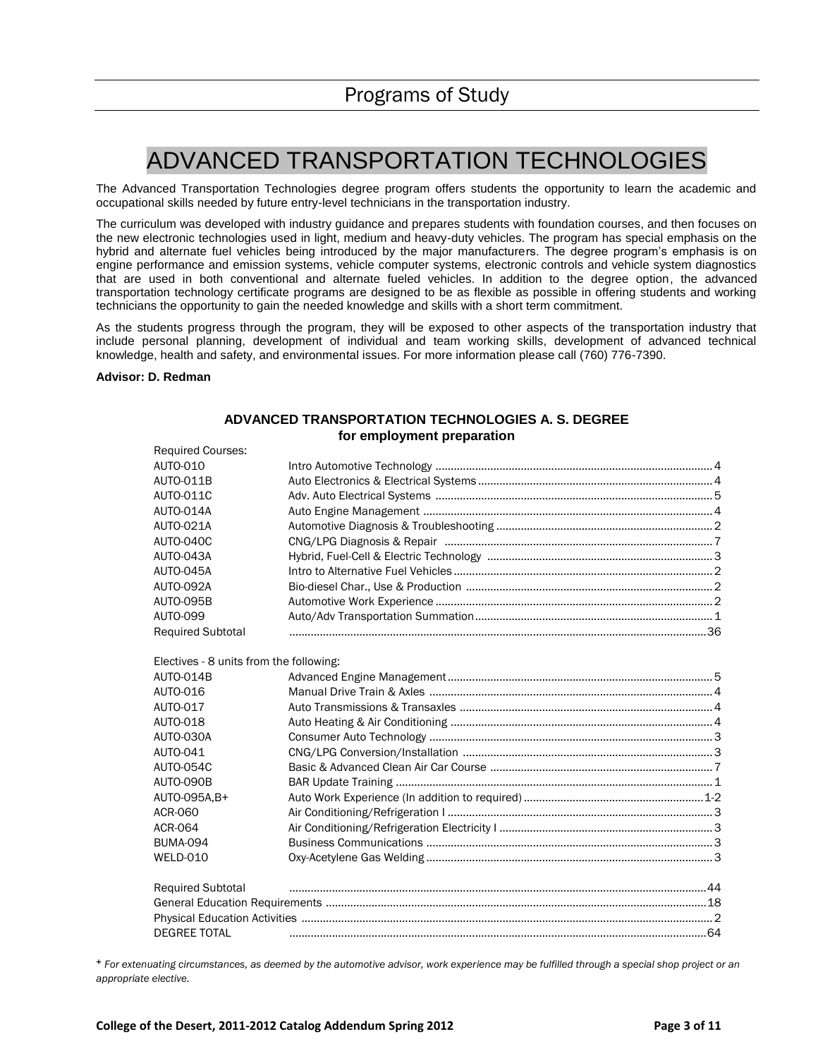# ADVANCED TRANSPORTATION TECHNOLOGIES

The Advanced Transportation Technologies degree program offers students the opportunity to learn the academic and occupational skills needed by future entry-level technicians in the transportation industry.

The curriculum was developed with industry guidance and prepares students with foundation courses, and then focuses on the new electronic technologies used in light, medium and heavy-duty vehicles. The program has special emphasis on the hybrid and alternate fuel vehicles being introduced by the major manufacturers. The degree program's emphasis is on engine performance and emission systems, vehicle computer systems, electronic controls and vehicle system diagnostics that are used in both conventional and alternate fueled vehicles. In addition to the degree option, the advanced transportation technology certificate programs are designed to be as flexible as possible in offering students and working technicians the opportunity to gain the needed knowledge and skills with a short term commitment.

As the students progress through the program, they will be exposed to other aspects of the transportation industry that include personal planning, development of individual and team working skills, development of advanced technical knowledge, health and safety, and environmental issues. For more information please call (760) 776-7390.

**Advisor: D. Redman**

## ADVANCED TRANSPORTATION TECHNOLOGIES A. S. DEGREE
### for employment preparation

| Required Courses: | | |
|---|---|---|
| AUTO-010 | Intro Automotive Technology | 4 |
| AUTO-011B | Auto Electronics & Electrical Systems | 4 |
| AUTO-011C | Adv. Auto Electrical Systems | 5 |
| AUTO-014A | Auto Engine Management | 4 |
| AUTO-021A | Automotive Diagnosis & Troubleshooting | 2 |
| AUTO-040C | CNG/LPG Diagnosis & Repair | 7 |
| AUTO-043A | Hybrid, Fuel-Cell & Electric Technology | 3 |
| AUTO-045A | Intro to Alternative Fuel Vehicles | 2 |
| AUTO-092A | Bio-diesel Char., Use & Production | 2 |
| AUTO-095B | Automotive Work Experience | 2 |
| AUTO-099 | Auto/Adv Transportation Summation | 1 |
| Required Subtotal | | 36 |
| | | |
| Electives - 8 units from the following: | | |
| AUTO-014B | Advanced Engine Management | 5 |
| AUTO-016 | Manual Drive Train & Axles | 4 |
| AUTO-017 | Auto Transmissions & Transaxles | 4 |
| AUTO-018 | Auto Heating & Air Conditioning | 4 |
| AUTO-030A | Consumer Auto Technology | 3 |
| AUTO-041 | CNG/LPG Conversion/Installation | 3 |
| AUTO-054C | Basic & Advanced Clean Air Car Course | 7 |
| AUTO-090B | BAR Update Training | 1 |
| AUTO-095A,B+ | Auto Work Experience (In addition to required) | 1-2 |
| ACR-060 | Air Conditioning/Refrigeration I | 3 |
| ACR-064 | Air Conditioning/Refrigeration Electricity I | 3 |
| BUMA-094 | Business Communications | 3 |
| WELD-010 | Oxy-Acetylene Gas Welding | 3 |
| | | |
| Required Subtotal | | 44 |
| General Education Requirements | | 18 |
| Physical Education Activities | | 2 |
| DEGREE TOTAL | | 64 |

+ *For extenuating circumstances, as deemed by the automotive advisor, work experience may be fulfilled through a special shop project or an appropriate elective.*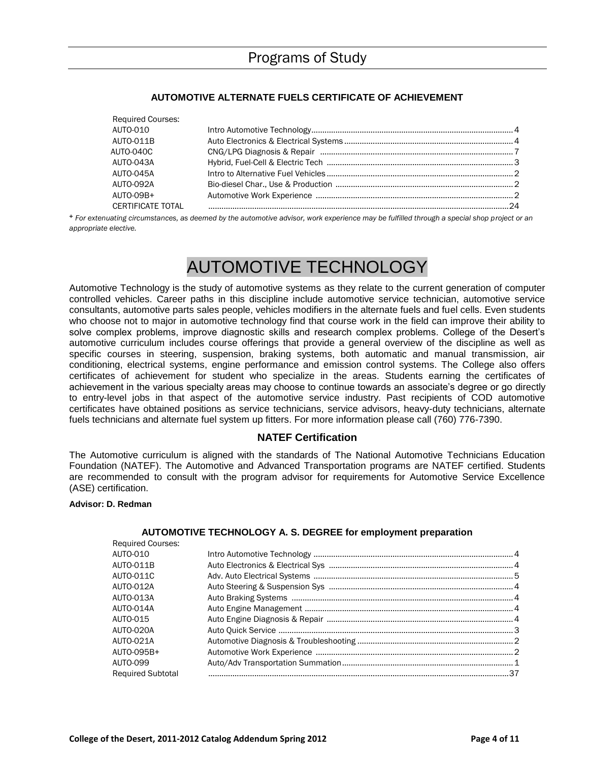# Programs of Study

### AUTOMOTIVE ALTERNATE FUELS CERTIFICATE OF ACHIEVEMENT

| Required Courses: | | |
|---|---|---|
| AUTO-010 | Intro Automotive Technology | 4 |
| AUTO-011B | Auto Electronics & Electrical Systems | 4 |
| AUTO-040C | CNG/LPG Diagnosis & Repair | 7 |
| AUTO-043A | Hybrid, Fuel-Cell & Electric Tech | 3 |
| AUTO-045A | Intro to Alternative Fuel Vehicles | 2 |
| AUTO-092A | Bio-diesel Char., Use & Production | 2 |
| AUTO-09B+ | Automotive Work Experience | 2 |
| CERTIFICATE TOTAL | | 24 |

+ *For extenuating circumstances, as deemed by the automotive advisor, work experience may be fulfilled through a special shop project or an appropriate elective.*

# AUTOMOTIVE TECHNOLOGY

Automotive Technology is the study of automotive systems as they relate to the current generation of computer controlled vehicles. Career paths in this discipline include automotive service technician, automotive service consultants, automotive parts sales people, vehicles modifiers in the alternate fuels and fuel cells. Even students who choose not to major in automotive technology find that course work in the field can improve their ability to solve complex problems, improve diagnostic skills and research complex problems. College of the Desert's automotive curriculum includes course offerings that provide a general overview of the discipline as well as specific courses in steering, suspension, braking systems, both automatic and manual transmission, air conditioning, electrical systems, engine performance and emission control systems. The College also offers certificates of achievement for student who specialize in the areas. Students earning the certificates of achievement in the various specialty areas may choose to continue towards an associate's degree or go directly to entry-level jobs in that aspect of the automotive service industry. Past recipients of COD automotive certificates have obtained positions as service technicians, service advisors, heavy-duty technicians, alternate fuels technicians and alternate fuel system up fitters. For more information please call (760) 776-7390.

## NATEF Certification

The Automotive curriculum is aligned with the standards of The National Automotive Technicians Education Foundation (NATEF). The Automotive and Advanced Transportation programs are NATEF certified. Students are recommended to consult with the program advisor for requirements for Automotive Service Excellence (ASE) certification.

**Advisor: D. Redman**

### AUTOMOTIVE TECHNOLOGY A. S. DEGREE for employment preparation

| Required Courses: | | |
|---|---|---|
| AUTO-010 | Intro Automotive Technology | 4 |
| AUTO-011B | Auto Electronics & Electrical Sys | 4 |
| AUTO-011C | Adv. Auto Electrical Systems | 5 |
| AUTO-012A | Auto Steering & Suspension Sys | 4 |
| AUTO-013A | Auto Braking Systems | 4 |
| AUTO-014A | Auto Engine Management | 4 |
| AUTO-015 | Auto Engine Diagnosis & Repair | 4 |
| AUTO-020A | Auto Quick Service | 3 |
| AUTO-021A | Automotive Diagnosis & Troubleshooting | 2 |
| AUTO-095B+ | Automotive Work Experience | 2 |
| AUTO-099 | Auto/Adv Transportation Summation | 1 |
| Required Subtotal | | 37 |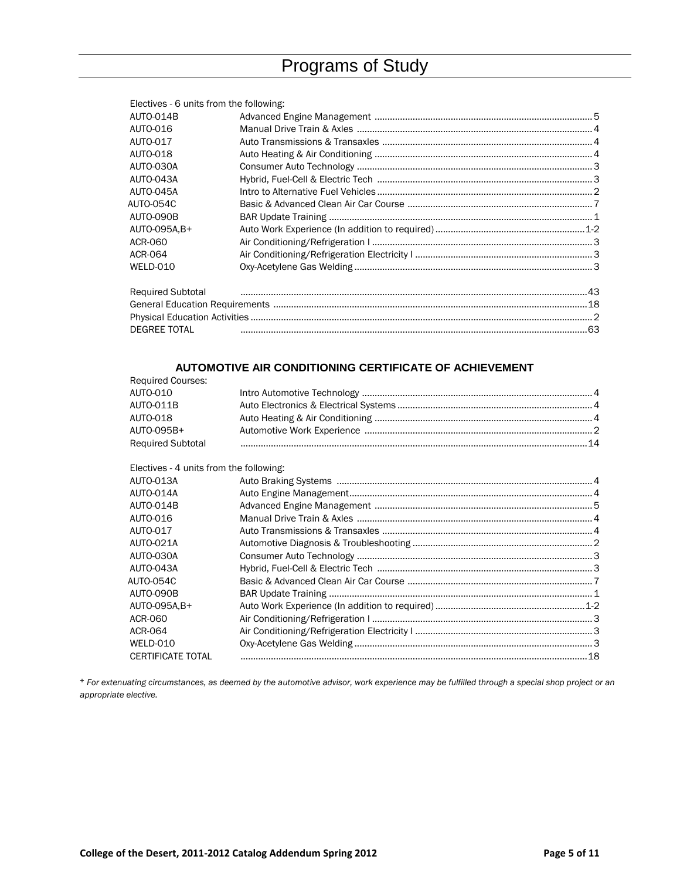Electives - 6 units from the following:

| | | |
|---|---|---|
| AUTO-014B | Advanced Engine Management | 5 |
| AUTO-016 | Manual Drive Train & Axles | 4 |
| AUTO-017 | Auto Transmissions & Transaxles | 4 |
| AUTO-018 | Auto Heating & Air Conditioning | 4 |
| AUTO-030A | Consumer Auto Technology | 3 |
| AUTO-043A | Hybrid, Fuel-Cell & Electric Tech | 3 |
| AUTO-045A | Intro to Alternative Fuel Vehicles | 2 |
| AUTO-054C | Basic & Advanced Clean Air Car Course | 7 |
| AUTO-090B | BAR Update Training | 1 |
| AUTO-095A,B+ | Auto Work Experience (In addition to required) | 1-2 |
| ACR-060 | Air Conditioning/Refrigeration I | 3 |
| ACR-064 | Air Conditioning/Refrigeration Electricity I | 3 |
| WELD-010 | Oxy-Acetylene Gas Welding | 3 |

| | |
|---|---|
| Required Subtotal | 43 |
| General Education Requirements | 18 |
| Physical Education Activities | 2 |
| DEGREE TOTAL | 63 |

## AUTOMOTIVE AIR CONDITIONING CERTIFICATE OF ACHIEVEMENT

Required Courses:

| | | |
|---|---|---|
| AUTO-010 | Intro Automotive Technology | 4 |
| AUTO-011B | Auto Electronics & Electrical Systems | 4 |
| AUTO-018 | Auto Heating & Air Conditioning | 4 |
| AUTO-095B+ | Automotive Work Experience | 2 |
| Required Subtotal | | 14 |

Electives - 4 units from the following:

| | | |
|---|---|---|
| AUTO-013A | Auto Braking Systems | 4 |
| AUTO-014A | Auto Engine Management | 4 |
| AUTO-014B | Advanced Engine Management | 5 |
| AUTO-016 | Manual Drive Train & Axles | 4 |
| AUTO-017 | Auto Transmissions & Transaxles | 4 |
| AUTO-021A | Automotive Diagnosis & Troubleshooting | 2 |
| AUTO-030A | Consumer Auto Technology | 3 |
| AUTO-043A | Hybrid, Fuel-Cell & Electric Tech | 3 |
| AUTO-054C | Basic & Advanced Clean Air Car Course | 7 |
| AUTO-090B | BAR Update Training | 1 |
| AUTO-095A,B+ | Auto Work Experience (In addition to required) | 1-2 |
| ACR-060 | Air Conditioning/Refrigeration I | 3 |
| ACR-064 | Air Conditioning/Refrigeration Electricity I | 3 |
| WELD-010 | Oxy-Acetylene Gas Welding | 3 |
| CERTIFICATE TOTAL | | 18 |

+ *For extenuating circumstances, as deemed by the automotive advisor, work experience may be fulfilled through a special shop project or an appropriate elective.*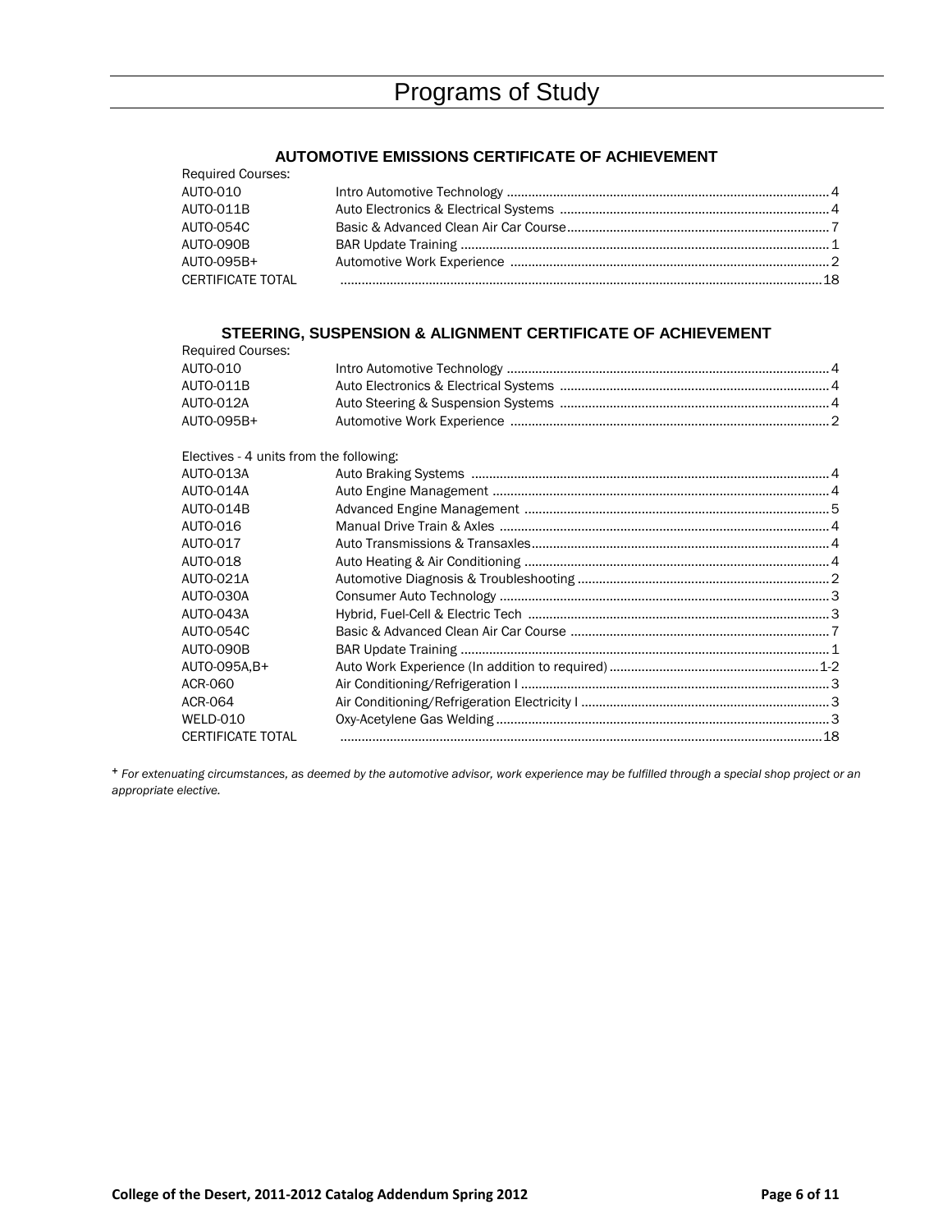# Programs of Study

## AUTOMOTIVE EMISSIONS CERTIFICATE OF ACHIEVEMENT

Required Courses:

| Course | Title | Units |
|---|---|---|
| AUTO-010 | Intro Automotive Technology | 4 |
| AUTO-011B | Auto Electronics & Electrical Systems | 4 |
| AUTO-054C | Basic & Advanced Clean Air Car Course | 7 |
| AUTO-090B | BAR Update Training | 1 |
| AUTO-095B+ | Automotive Work Experience | 2 |
| CERTIFICATE TOTAL | | 18 |

## STEERING, SUSPENSION & ALIGNMENT CERTIFICATE OF ACHIEVEMENT

Required Courses:

| Course | Title | Units |
|---|---|---|
| AUTO-010 | Intro Automotive Technology | 4 |
| AUTO-011B | Auto Electronics & Electrical Systems | 4 |
| AUTO-012A | Auto Steering & Suspension Systems | 4 |
| AUTO-095B+ | Automotive Work Experience | 2 |

Electives - 4 units from the following:

| Course | Title | Units |
|---|---|---|
| AUTO-013A | Auto Braking Systems | 4 |
| AUTO-014A | Auto Engine Management | 4 |
| AUTO-014B | Advanced Engine Management | 5 |
| AUTO-016 | Manual Drive Train & Axles | 4 |
| AUTO-017 | Auto Transmissions & Transaxles | 4 |
| AUTO-018 | Auto Heating & Air Conditioning | 4 |
| AUTO-021A | Automotive Diagnosis & Troubleshooting | 2 |
| AUTO-030A | Consumer Auto Technology | 3 |
| AUTO-043A | Hybrid, Fuel-Cell & Electric Tech | 3 |
| AUTO-054C | Basic & Advanced Clean Air Car Course | 7 |
| AUTO-090B | BAR Update Training | 1 |
| AUTO-095A,B+ | Auto Work Experience (In addition to required) | 1-2 |
| ACR-060 | Air Conditioning/Refrigeration I | 3 |
| ACR-064 | Air Conditioning/Refrigeration Electricity I | 3 |
| WELD-010 | Oxy-Acetylene Gas Welding | 3 |
| CERTIFICATE TOTAL | | 18 |

+ *For extenuating circumstances, as deemed by the automotive advisor, work experience may be fulfilled through a special shop project or an appropriate elective.*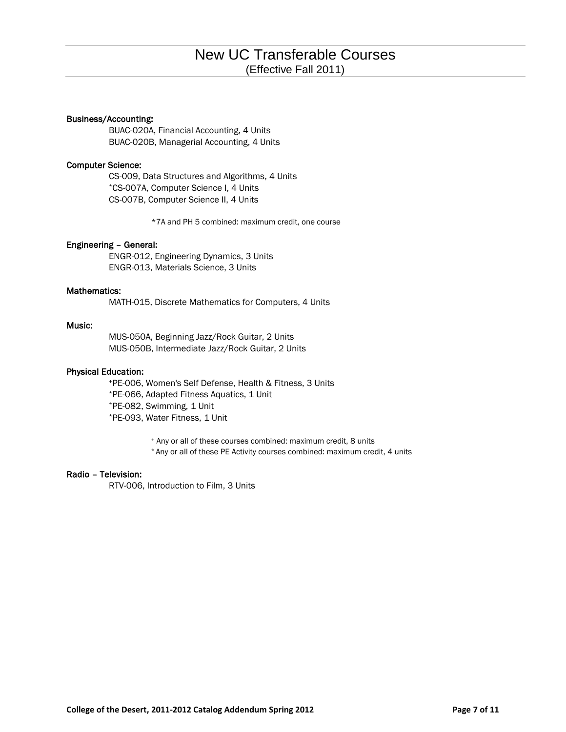# New UC Transferable Courses
(Effective Fall 2011)

**Business/Accounting:**

BUAC-020A, Financial Accounting, 4 Units
BUAC-020B, Managerial Accounting, 4 Units

**Computer Science:**

CS-009, Data Structures and Algorithms, 4 Units
*CS-007A, Computer Science I, 4 Units
CS-007B, Computer Science II, 4 Units

*7A and PH 5 combined: maximum credit, one course

**Engineering – General:**

ENGR-012, Engineering Dynamics, 3 Units
ENGR-013, Materials Science, 3 Units

**Mathematics:**

MATH-015, Discrete Mathematics for Computers, 4 Units

**Music:**

MUS-050A, Beginning Jazz/Rock Guitar, 2 Units
MUS-050B, Intermediate Jazz/Rock Guitar, 2 Units

**Physical Education:**

+PE-006, Women's Self Defense, Health & Fitness, 3 Units
*PE-066, Adapted Fitness Aquatics, 1 Unit
*PE-082, Swimming, 1 Unit
*PE-093, Water Fitness, 1 Unit

+ Any or all of these courses combined: maximum credit, 8 units
* Any or all of these PE Activity courses combined: maximum credit, 4 units

**Radio – Television:**

RTV-006, Introduction to Film, 3 Units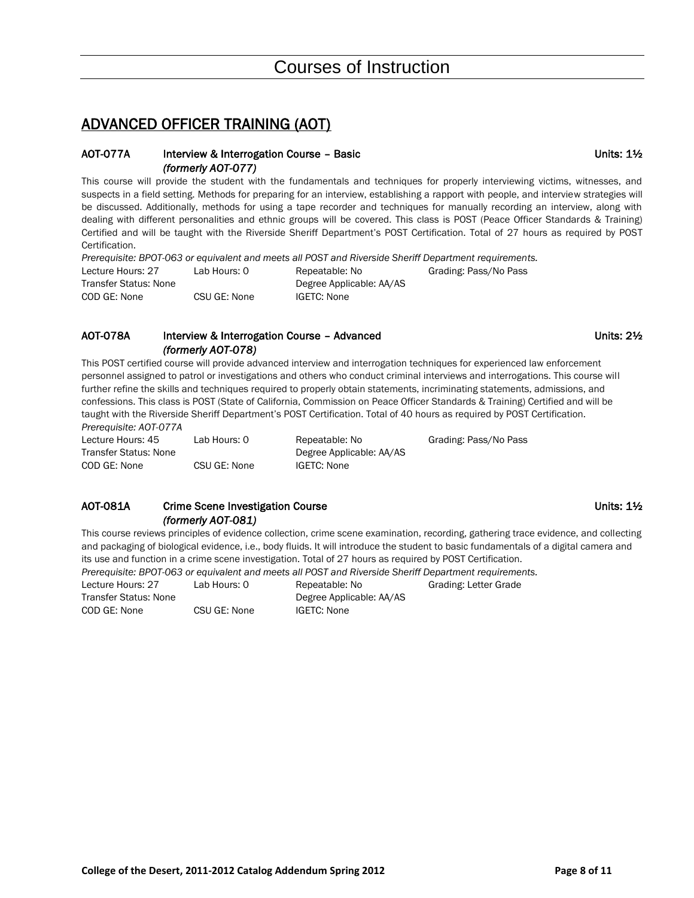# Courses of Instruction

## ADVANCED OFFICER TRAINING (AOT)

### AOT-077A Interview & Interrogation Course – Basic Units: 1½
*(formerly AOT-077)*

This course will provide the student with the fundamentals and techniques for properly interviewing victims, witnesses, and suspects in a field setting. Methods for preparing for an interview, establishing a rapport with people, and interview strategies will be discussed. Additionally, methods for using a tape recorder and techniques for manually recording an interview, along with dealing with different personalities and ethnic groups will be covered. This class is POST (Peace Officer Standards & Training) Certified and will be taught with the Riverside Sheriff Department's POST Certification. Total of 27 hours as required by POST Certification.

*Prerequisite: BPOT-063 or equivalent and meets all POST and Riverside Sheriff Department requirements.*

| | | | |
|---|---|---|---|
| Lecture Hours: 27 | Lab Hours: 0 | Repeatable: No | Grading: Pass/No Pass |
| Transfer Status: None | | Degree Applicable: AA/AS | |
| COD GE: None | CSU GE: None | IGETC: None | |

### AOT-078A Interview & Interrogation Course – Advanced Units: 2½
*(formerly AOT-078)*

This POST certified course will provide advanced interview and interrogation techniques for experienced law enforcement personnel assigned to patrol or investigations and others who conduct criminal interviews and interrogations. This course will further refine the skills and techniques required to properly obtain statements, incriminating statements, admissions, and confessions. This class is POST (State of California, Commission on Peace Officer Standards & Training) Certified and will be taught with the Riverside Sheriff Department's POST Certification. Total of 40 hours as required by POST Certification.

*Prerequisite: AOT-077A*

| | | | |
|---|---|---|---|
| Lecture Hours: 45 | Lab Hours: 0 | Repeatable: No | Grading: Pass/No Pass |
| Transfer Status: None | | Degree Applicable: AA/AS | |
| COD GE: None | CSU GE: None | IGETC: None | |

### AOT-081A Crime Scene Investigation Course Units: 1½
*(formerly AOT-081)*

This course reviews principles of evidence collection, crime scene examination, recording, gathering trace evidence, and collecting and packaging of biological evidence, i.e., body fluids. It will introduce the student to basic fundamentals of a digital camera and its use and function in a crime scene investigation. Total of 27 hours as required by POST Certification.

*Prerequisite: BPOT-063 or equivalent and meets all POST and Riverside Sheriff Department requirements.*

| | | | |
|---|---|---|---|
| Lecture Hours: 27 | Lab Hours: 0 | Repeatable: No | Grading: Letter Grade |
| Transfer Status: None | | Degree Applicable: AA/AS | |
| COD GE: None | CSU GE: None | IGETC: None | |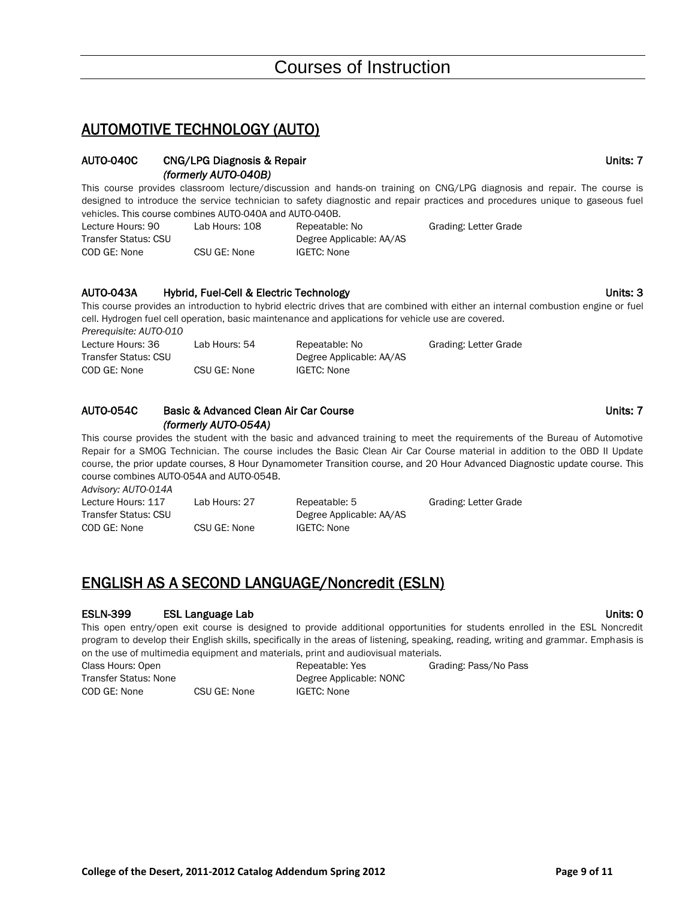# Courses of Instruction

## AUTOMOTIVE TECHNOLOGY (AUTO)

### AUTO-040C CNG/LPG Diagnosis & Repair — Units: 7

*(formerly AUTO-040B)*

This course provides classroom lecture/discussion and hands-on training on CNG/LPG diagnosis and repair. The course is designed to introduce the service technician to safety diagnostic and repair practices and procedures unique to gaseous fuel vehicles. This course combines AUTO-040A and AUTO-040B.

| Lecture Hours: 90 | Lab Hours: 108 | Repeatable: No | Grading: Letter Grade |
|---|---|---|---|
| Transfer Status: CSU | | Degree Applicable: AA/AS | |
| COD GE: None | CSU GE: None | IGETC: None | |

### AUTO-043A Hybrid, Fuel-Cell & Electric Technology — Units: 3

This course provides an introduction to hybrid electric drives that are combined with either an internal combustion engine or fuel cell. Hydrogen fuel cell operation, basic maintenance and applications for vehicle use are covered.

*Prerequisite: AUTO-010*

| Lecture Hours: 36 | Lab Hours: 54 | Repeatable: No | Grading: Letter Grade |
|---|---|---|---|
| Transfer Status: CSU | | Degree Applicable: AA/AS | |
| COD GE: None | CSU GE: None | IGETC: None | |

### AUTO-054C Basic & Advanced Clean Air Car Course — Units: 7

*(formerly AUTO-054A)*

This course provides the student with the basic and advanced training to meet the requirements of the Bureau of Automotive Repair for a SMOG Technician. The course includes the Basic Clean Air Car Course material in addition to the OBD II Update course, the prior update courses, 8 Hour Dynamometer Transition course, and 20 Hour Advanced Diagnostic update course. This course combines AUTO-054A and AUTO-054B.

*Advisory: AUTO-014A*

| Lecture Hours: 117 | Lab Hours: 27 | Repeatable: 5 | Grading: Letter Grade |
|---|---|---|---|
| Transfer Status: CSU | | Degree Applicable: AA/AS | |
| COD GE: None | CSU GE: None | IGETC: None | |

## ENGLISH AS A SECOND LANGUAGE/Noncredit (ESLN)

### ESLN-399 ESL Language Lab — Units: 0

This open entry/open exit course is designed to provide additional opportunities for students enrolled in the ESL Noncredit program to develop their English skills, specifically in the areas of listening, speaking, reading, writing and grammar. Emphasis is on the use of multimedia equipment and materials, print and audiovisual materials.

| Class Hours: Open | | Repeatable: Yes | Grading: Pass/No Pass |
|---|---|---|---|
| Transfer Status: None | | Degree Applicable: NONC | |
| COD GE: None | CSU GE: None | IGETC: None | |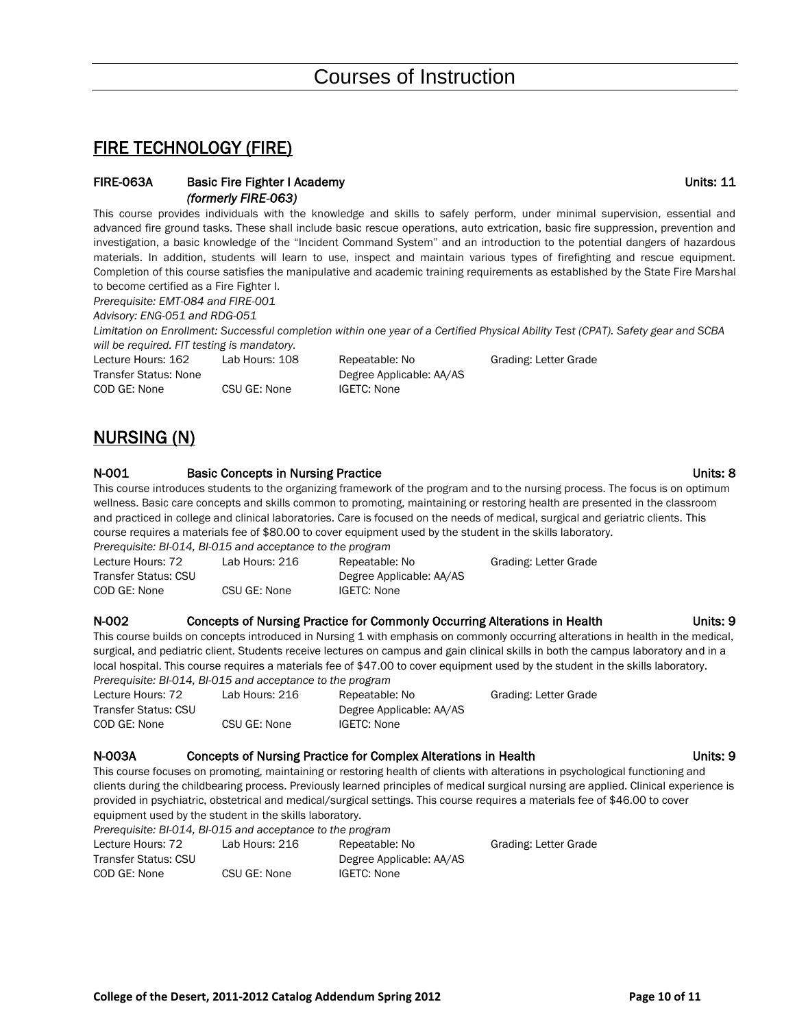# Courses of Instruction

## FIRE TECHNOLOGY (FIRE)

### FIRE-063A Basic Fire Fighter I Academy *(formerly FIRE-063)* Units: 11

This course provides individuals with the knowledge and skills to safely perform, under minimal supervision, essential and advanced fire ground tasks. These shall include basic rescue operations, auto extrication, basic fire suppression, prevention and investigation, a basic knowledge of the "Incident Command System" and an introduction to the potential dangers of hazardous materials. In addition, students will learn to use, inspect and maintain various types of firefighting and rescue equipment. Completion of this course satisfies the manipulative and academic training requirements as established by the State Fire Marshal to become certified as a Fire Fighter I.

*Prerequisite: EMT-084 and FIRE-001*

*Advisory: ENG-051 and RDG-051*

*Limitation on Enrollment: Successful completion within one year of a Certified Physical Ability Test (CPAT). Safety gear and SCBA will be required. FIT testing is mandatory.*

| | | | |
|---|---|---|---|
| Lecture Hours: 162 | Lab Hours: 108 | Repeatable: No | Grading: Letter Grade |
| Transfer Status: None | | Degree Applicable: AA/AS | |
| COD GE: None | CSU GE: None | IGETC: None | |

## NURSING (N)

### N-001 Basic Concepts in Nursing Practice Units: 8

This course introduces students to the organizing framework of the program and to the nursing process. The focus is on optimum wellness. Basic care concepts and skills common to promoting, maintaining or restoring health are presented in the classroom and practiced in college and clinical laboratories. Care is focused on the needs of medical, surgical and geriatric clients. This course requires a materials fee of $80.00 to cover equipment used by the student in the skills laboratory.

*Prerequisite: BI-014, BI-015 and acceptance to the program*

| | | | |
|---|---|---|---|
| Lecture Hours: 72 | Lab Hours: 216 | Repeatable: No | Grading: Letter Grade |
| Transfer Status: CSU | | Degree Applicable: AA/AS | |
| COD GE: None | CSU GE: None | IGETC: None | |

### N-002 Concepts of Nursing Practice for Commonly Occurring Alterations in Health Units: 9

This course builds on concepts introduced in Nursing 1 with emphasis on commonly occurring alterations in health in the medical, surgical, and pediatric client. Students receive lectures on campus and gain clinical skills in both the campus laboratory and in a local hospital. This course requires a materials fee of $47.00 to cover equipment used by the student in the skills laboratory.

*Prerequisite: BI-014, BI-015 and acceptance to the program*

| | | | |
|---|---|---|---|
| Lecture Hours: 72 | Lab Hours: 216 | Repeatable: No | Grading: Letter Grade |
| Transfer Status: CSU | | Degree Applicable: AA/AS | |
| COD GE: None | CSU GE: None | IGETC: None | |

### N-003A Concepts of Nursing Practice for Complex Alterations in Health Units: 9

This course focuses on promoting, maintaining or restoring health of clients with alterations in psychological functioning and clients during the childbearing process. Previously learned principles of medical surgical nursing are applied. Clinical experience is provided in psychiatric, obstetrical and medical/surgical settings. This course requires a materials fee of $46.00 to cover equipment used by the student in the skills laboratory.

*Prerequisite: BI-014, BI-015 and acceptance to the program*

| | | | |
|---|---|---|---|
| Lecture Hours: 72 | Lab Hours: 216 | Repeatable: No | Grading: Letter Grade |
| Transfer Status: CSU | | Degree Applicable: AA/AS | |
| COD GE: None | CSU GE: None | IGETC: None | |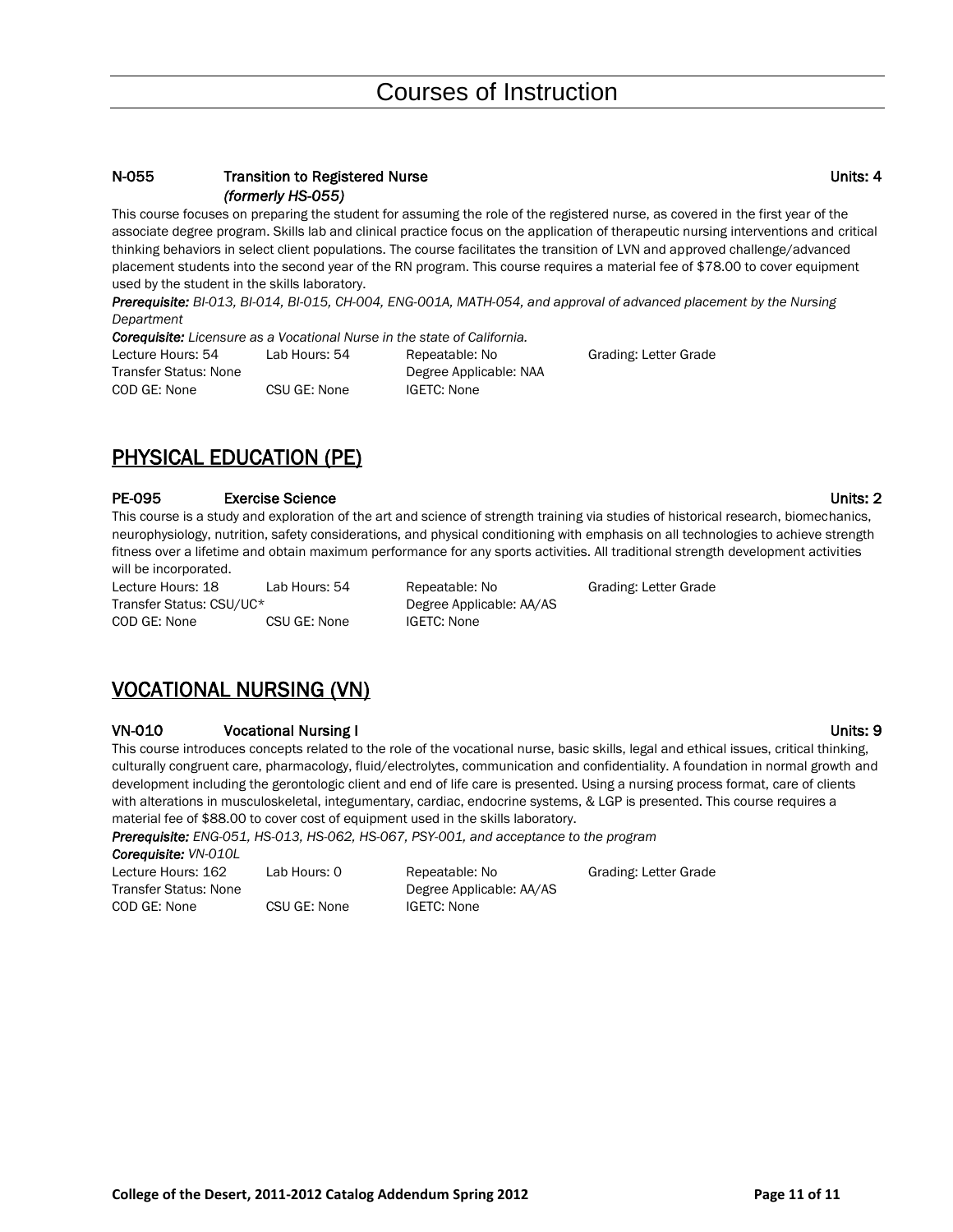# Courses of Instruction

**N-055 Transition to Registered Nurse** **Units: 4**
***(formerly HS-055)***

This course focuses on preparing the student for assuming the role of the registered nurse, as covered in the first year of the associate degree program. Skills lab and clinical practice focus on the application of therapeutic nursing interventions and critical thinking behaviors in select client populations. The course facilitates the transition of LVN and approved challenge/advanced placement students into the second year of the RN program. This course requires a material fee of $78.00 to cover equipment used by the student in the skills laboratory.

***Prerequisite:*** *BI-013, BI-014, BI-015, CH-004, ENG-001A, MATH-054, and approval of advanced placement by the Nursing Department*

***Corequisite:*** *Licensure as a Vocational Nurse in the state of California.*

| | | | |
|---|---|---|---|
| Lecture Hours: 54 | Lab Hours: 54 | Repeatable: No | Grading: Letter Grade |
| Transfer Status: None | | Degree Applicable: NAA | |
| COD GE: None | CSU GE: None | IGETC: None | |

## PHYSICAL EDUCATION (PE)

**PE-095 Exercise Science** **Units: 2**

This course is a study and exploration of the art and science of strength training via studies of historical research, biomechanics, neurophysiology, nutrition, safety considerations, and physical conditioning with emphasis on all technologies to achieve strength fitness over a lifetime and obtain maximum performance for any sports activities. All traditional strength development activities will be incorporated.

| | | | |
|---|---|---|---|
| Lecture Hours: 18 | Lab Hours: 54 | Repeatable: No | Grading: Letter Grade |
| Transfer Status: CSU/UC* | | Degree Applicable: AA/AS | |
| COD GE: None | CSU GE: None | IGETC: None | |

## VOCATIONAL NURSING (VN)

**VN-010 Vocational Nursing I** **Units: 9**

This course introduces concepts related to the role of the vocational nurse, basic skills, legal and ethical issues, critical thinking, culturally congruent care, pharmacology, fluid/electrolytes, communication and confidentiality. A foundation in normal growth and development including the gerontologic client and end of life care is presented. Using a nursing process format, care of clients with alterations in musculoskeletal, integumentary, cardiac, endocrine systems, & LGP is presented. This course requires a material fee of $88.00 to cover cost of equipment used in the skills laboratory.

***Prerequisite:*** *ENG-051, HS-013, HS-062, HS-067, PSY-001, and acceptance to the program*

***Corequisite:*** *VN-010L*

| | | | |
|---|---|---|---|
| Lecture Hours: 162 | Lab Hours: 0 | Repeatable: No | Grading: Letter Grade |
| Transfer Status: None | | Degree Applicable: AA/AS | |
| COD GE: None | CSU GE: None | IGETC: None | |